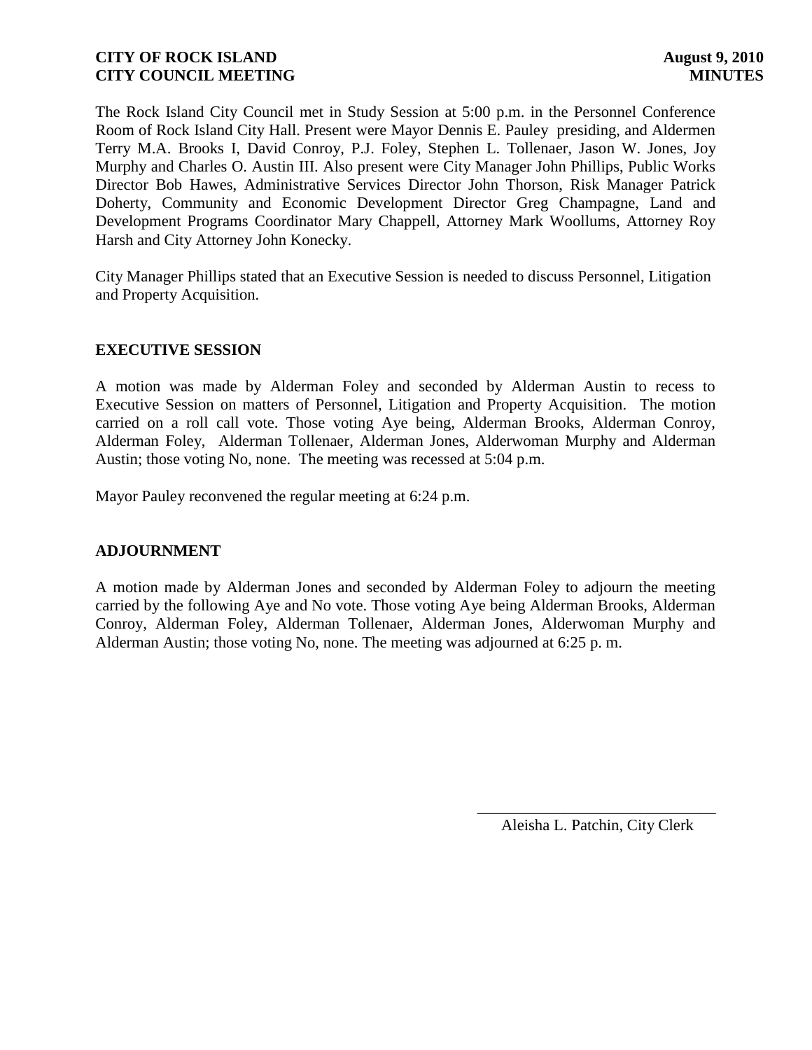**CITY OF ROCK ISLAND** **August 9, 2010**
**CITY COUNCIL MEETING** **MINUTES**

The Rock Island City Council met in Study Session at 5:00 p.m. in the Personnel Conference Room of Rock Island City Hall. Present were Mayor Dennis E. Pauley presiding, and Aldermen Terry M.A. Brooks I, David Conroy, P.J. Foley, Stephen L. Tollenaer, Jason W. Jones, Joy Murphy and Charles O. Austin III. Also present were City Manager John Phillips, Public Works Director Bob Hawes, Administrative Services Director John Thorson, Risk Manager Patrick Doherty, Community and Economic Development Director Greg Champagne, Land and Development Programs Coordinator Mary Chappell, Attorney Mark Woollums, Attorney Roy Harsh and City Attorney John Konecky.

City Manager Phillips stated that an Executive Session is needed to discuss Personnel, Litigation and Property Acquisition.

## EXECUTIVE SESSION

A motion was made by Alderman Foley and seconded by Alderman Austin to recess to Executive Session on matters of Personnel, Litigation and Property Acquisition. The motion carried on a roll call vote. Those voting Aye being, Alderman Brooks, Alderman Conroy, Alderman Foley, Alderman Tollenaer, Alderman Jones, Alderwoman Murphy and Alderman Austin; those voting No, none. The meeting was recessed at 5:04 p.m.

Mayor Pauley reconvened the regular meeting at 6:24 p.m.

## ADJOURNMENT

A motion made by Alderman Jones and seconded by Alderman Foley to adjourn the meeting carried by the following Aye and No vote. Those voting Aye being Alderman Brooks, Alderman Conroy, Alderman Foley, Alderman Tollenaer, Alderman Jones, Alderwoman Murphy and Alderman Austin; those voting No, none. The meeting was adjourned at 6:25 p. m.

\_\_\_\_\_\_\_\_\_\_\_\_\_\_\_\_\_\_\_\_\_\_\_\_\_\_\_\_\_\_

Aleisha L. Patchin, City Clerk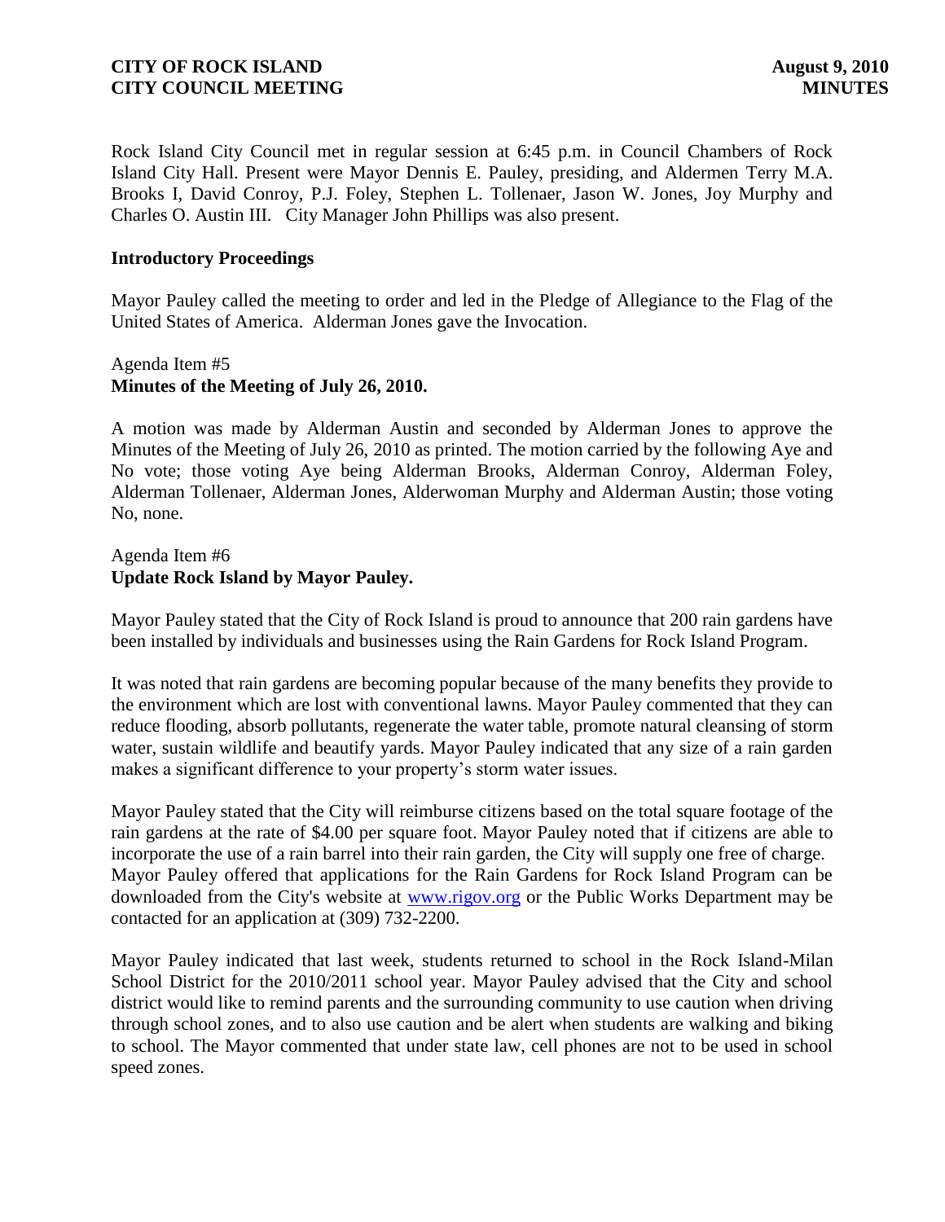Rock Island City Council met in regular session at 6:45 p.m. in Council Chambers of Rock Island City Hall. Present were Mayor Dennis E. Pauley, presiding, and Aldermen Terry M.A. Brooks I, David Conroy, P.J. Foley, Stephen L. Tollenaer, Jason W. Jones, Joy Murphy and Charles O. Austin III. City Manager John Phillips was also present.

**Introductory Proceedings**

Mayor Pauley called the meeting to order and led in the Pledge of Allegiance to the Flag of the United States of America. Alderman Jones gave the Invocation.

Agenda Item #5
**Minutes of the Meeting of July 26, 2010.**

A motion was made by Alderman Austin and seconded by Alderman Jones to approve the Minutes of the Meeting of July 26, 2010 as printed. The motion carried by the following Aye and No vote; those voting Aye being Alderman Brooks, Alderman Conroy, Alderman Foley, Alderman Tollenaer, Alderman Jones, Alderwoman Murphy and Alderman Austin; those voting No, none.

Agenda Item #6
**Update Rock Island by Mayor Pauley.**

Mayor Pauley stated that the City of Rock Island is proud to announce that 200 rain gardens have been installed by individuals and businesses using the Rain Gardens for Rock Island Program.

It was noted that rain gardens are becoming popular because of the many benefits they provide to the environment which are lost with conventional lawns. Mayor Pauley commented that they can reduce flooding, absorb pollutants, regenerate the water table, promote natural cleansing of storm water, sustain wildlife and beautify yards. Mayor Pauley indicated that any size of a rain garden makes a significant difference to your property's storm water issues.

Mayor Pauley stated that the City will reimburse citizens based on the total square footage of the rain gardens at the rate of $4.00 per square foot. Mayor Pauley noted that if citizens are able to incorporate the use of a rain barrel into their rain garden, the City will supply one free of charge. Mayor Pauley offered that applications for the Rain Gardens for Rock Island Program can be downloaded from the City's website at www.rigov.org or the Public Works Department may be contacted for an application at (309) 732-2200.

Mayor Pauley indicated that last week, students returned to school in the Rock Island-Milan School District for the 2010/2011 school year. Mayor Pauley advised that the City and school district would like to remind parents and the surrounding community to use caution when driving through school zones, and to also use caution and be alert when students are walking and biking to school. The Mayor commented that under state law, cell phones are not to be used in school speed zones.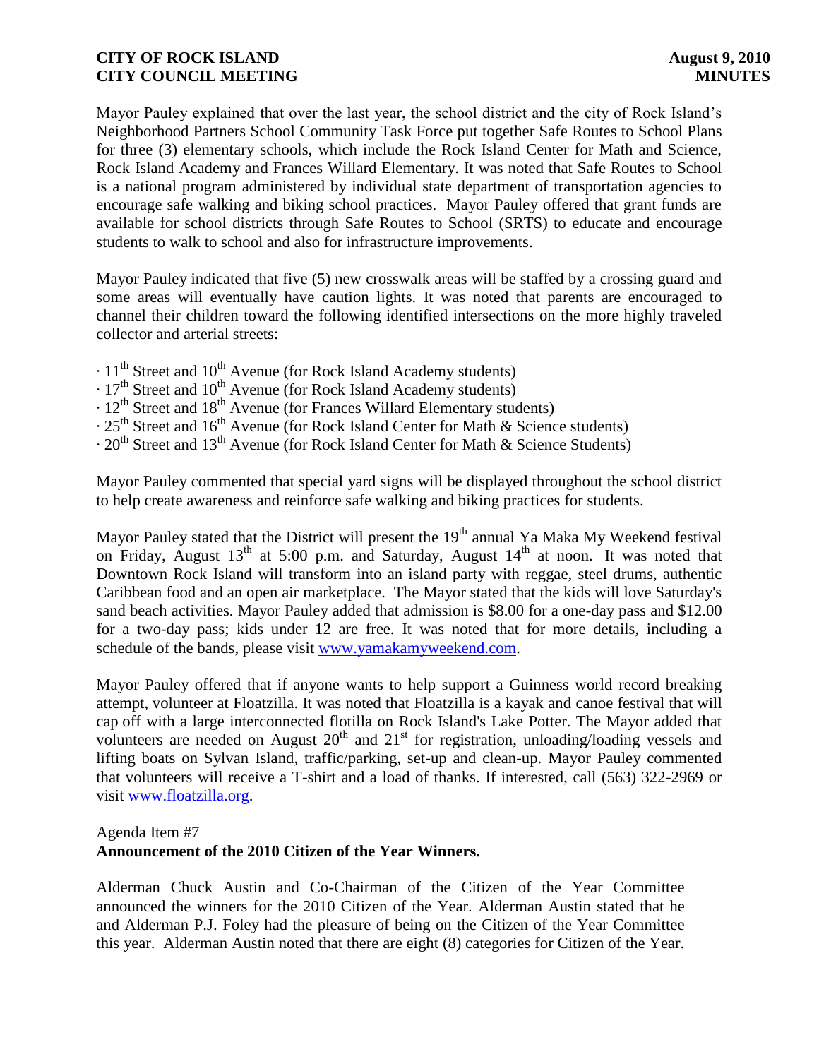Mayor Pauley explained that over the last year, the school district and the city of Rock Island's Neighborhood Partners School Community Task Force put together Safe Routes to School Plans for three (3) elementary schools, which include the Rock Island Center for Math and Science, Rock Island Academy and Frances Willard Elementary. It was noted that Safe Routes to School is a national program administered by individual state department of transportation agencies to encourage safe walking and biking school practices. Mayor Pauley offered that grant funds are available for school districts through Safe Routes to School (SRTS) to educate and encourage students to walk to school and also for infrastructure improvements.

Mayor Pauley indicated that five (5) new crosswalk areas will be staffed by a crossing guard and some areas will eventually have caution lights. It was noted that parents are encouraged to channel their children toward the following identified intersections on the more highly traveled collector and arterial streets:

- 11th Street and 10th Avenue (for Rock Island Academy students)
- 17th Street and 10th Avenue (for Rock Island Academy students)
- 12th Street and 18th Avenue (for Frances Willard Elementary students)
- 25th Street and 16th Avenue (for Rock Island Center for Math & Science students)
- 20th Street and 13th Avenue (for Rock Island Center for Math & Science Students)

Mayor Pauley commented that special yard signs will be displayed throughout the school district to help create awareness and reinforce safe walking and biking practices for students.

Mayor Pauley stated that the District will present the 19th annual Ya Maka My Weekend festival on Friday, August 13th at 5:00 p.m. and Saturday, August 14th at noon. It was noted that Downtown Rock Island will transform into an island party with reggae, steel drums, authentic Caribbean food and an open air marketplace. The Mayor stated that the kids will love Saturday's sand beach activities. Mayor Pauley added that admission is $8.00 for a one-day pass and $12.00 for a two-day pass; kids under 12 are free. It was noted that for more details, including a schedule of the bands, please visit www.yamakamyweekend.com.

Mayor Pauley offered that if anyone wants to help support a Guinness world record breaking attempt, volunteer at Floatzilla. It was noted that Floatzilla is a kayak and canoe festival that will cap off with a large interconnected flotilla on Rock Island's Lake Potter. The Mayor added that volunteers are needed on August 20th and 21st for registration, unloading/loading vessels and lifting boats on Sylvan Island, traffic/parking, set-up and clean-up. Mayor Pauley commented that volunteers will receive a T-shirt and a load of thanks. If interested, call (563) 322-2969 or visit www.floatzilla.org.

Agenda Item #7
**Announcement of the 2010 Citizen of the Year Winners.**

Alderman Chuck Austin and Co-Chairman of the Citizen of the Year Committee announced the winners for the 2010 Citizen of the Year. Alderman Austin stated that he and Alderman P.J. Foley had the pleasure of being on the Citizen of the Year Committee this year. Alderman Austin noted that there are eight (8) categories for Citizen of the Year.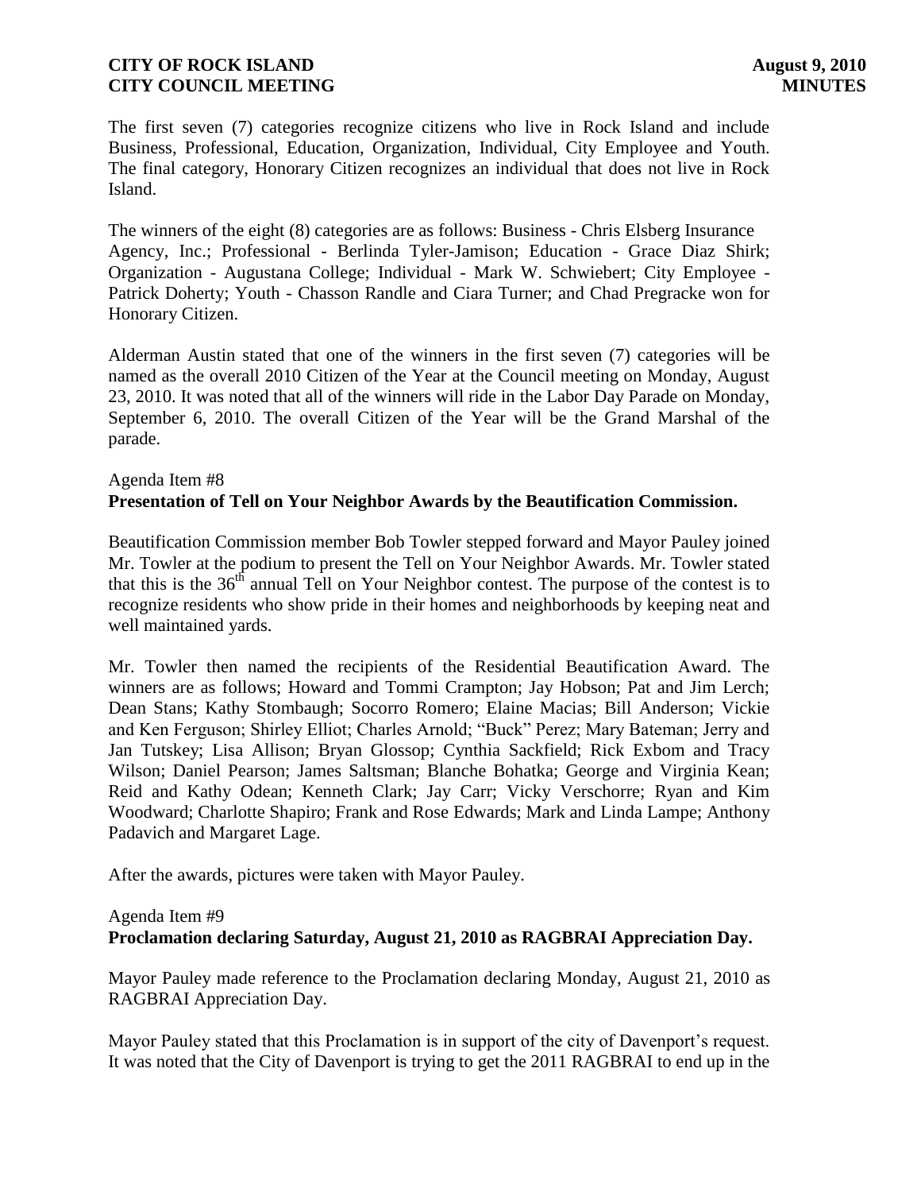The first seven (7) categories recognize citizens who live in Rock Island and include Business, Professional, Education, Organization, Individual, City Employee and Youth. The final category, Honorary Citizen recognizes an individual that does not live in Rock Island.

The winners of the eight (8) categories are as follows: Business - Chris Elsberg Insurance Agency, Inc.; Professional - Berlinda Tyler-Jamison; Education - Grace Diaz Shirk; Organization - Augustana College; Individual - Mark W. Schwiebert; City Employee - Patrick Doherty; Youth - Chasson Randle and Ciara Turner; and Chad Pregracke won for Honorary Citizen.

Alderman Austin stated that one of the winners in the first seven (7) categories will be named as the overall 2010 Citizen of the Year at the Council meeting on Monday, August 23, 2010. It was noted that all of the winners will ride in the Labor Day Parade on Monday, September 6, 2010. The overall Citizen of the Year will be the Grand Marshal of the parade.

Agenda Item #8
**Presentation of Tell on Your Neighbor Awards by the Beautification Commission.**

Beautification Commission member Bob Towler stepped forward and Mayor Pauley joined Mr. Towler at the podium to present the Tell on Your Neighbor Awards. Mr. Towler stated that this is the 36th annual Tell on Your Neighbor contest. The purpose of the contest is to recognize residents who show pride in their homes and neighborhoods by keeping neat and well maintained yards.

Mr. Towler then named the recipients of the Residential Beautification Award. The winners are as follows; Howard and Tommi Crampton; Jay Hobson; Pat and Jim Lerch; Dean Stans; Kathy Stombaugh; Socorro Romero; Elaine Macias; Bill Anderson; Vickie and Ken Ferguson; Shirley Elliot; Charles Arnold; "Buck" Perez; Mary Bateman; Jerry and Jan Tutskey; Lisa Allison; Bryan Glossop; Cynthia Sackfield; Rick Exbom and Tracy Wilson; Daniel Pearson; James Saltsman; Blanche Bohatka; George and Virginia Kean; Reid and Kathy Odean; Kenneth Clark; Jay Carr; Vicky Verschorre; Ryan and Kim Woodward; Charlotte Shapiro; Frank and Rose Edwards; Mark and Linda Lampe; Anthony Padavich and Margaret Lage.

After the awards, pictures were taken with Mayor Pauley.

Agenda Item #9
**Proclamation declaring Saturday, August 21, 2010 as RAGBRAI Appreciation Day.**

Mayor Pauley made reference to the Proclamation declaring Monday, August 21, 2010 as RAGBRAI Appreciation Day.

Mayor Pauley stated that this Proclamation is in support of the city of Davenport's request. It was noted that the City of Davenport is trying to get the 2011 RAGBRAI to end up in the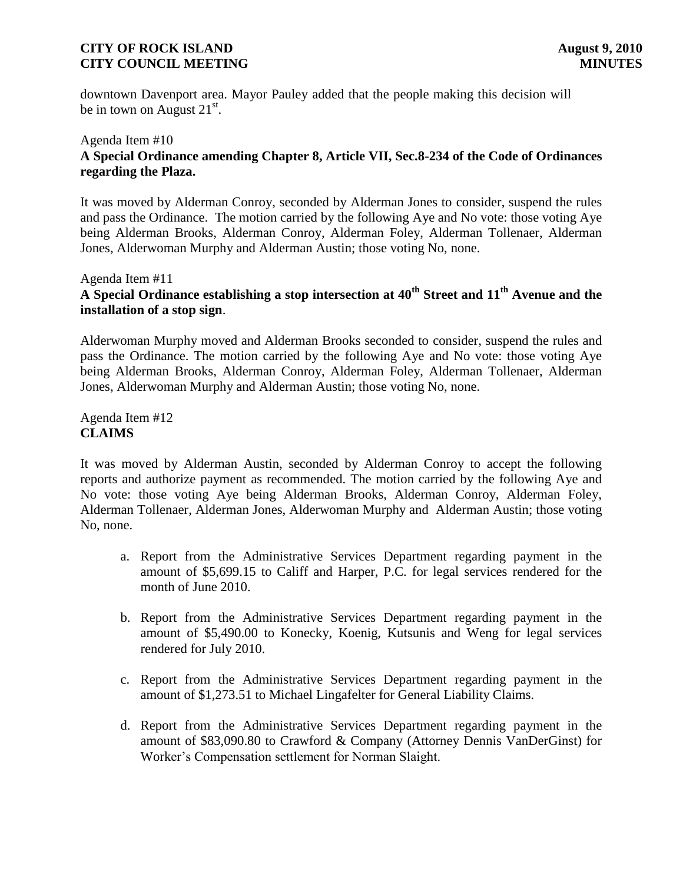downtown Davenport area. Mayor Pauley added that the people making this decision will be in town on August 21st.

Agenda Item #10
**A Special Ordinance amending Chapter 8, Article VII, Sec.8-234 of the Code of Ordinances regarding the Plaza.**

It was moved by Alderman Conroy, seconded by Alderman Jones to consider, suspend the rules and pass the Ordinance. The motion carried by the following Aye and No vote: those voting Aye being Alderman Brooks, Alderman Conroy, Alderman Foley, Alderman Tollenaer, Alderman Jones, Alderwoman Murphy and Alderman Austin; those voting No, none.

Agenda Item #11
**A Special Ordinance establishing a stop intersection at 40th Street and 11th Avenue and the installation of a stop sign**.

Alderwoman Murphy moved and Alderman Brooks seconded to consider, suspend the rules and pass the Ordinance. The motion carried by the following Aye and No vote: those voting Aye being Alderman Brooks, Alderman Conroy, Alderman Foley, Alderman Tollenaer, Alderman Jones, Alderwoman Murphy and Alderman Austin; those voting No, none.

Agenda Item #12
**CLAIMS**

It was moved by Alderman Austin, seconded by Alderman Conroy to accept the following reports and authorize payment as recommended. The motion carried by the following Aye and No vote: those voting Aye being Alderman Brooks, Alderman Conroy, Alderman Foley, Alderman Tollenaer, Alderman Jones, Alderwoman Murphy and Alderman Austin; those voting No, none.

a. Report from the Administrative Services Department regarding payment in the amount of $5,699.15 to Califf and Harper, P.C. for legal services rendered for the month of June 2010.

b. Report from the Administrative Services Department regarding payment in the amount of $5,490.00 to Konecky, Koenig, Kutsunis and Weng for legal services rendered for July 2010.

c. Report from the Administrative Services Department regarding payment in the amount of $1,273.51 to Michael Lingafelter for General Liability Claims.

d. Report from the Administrative Services Department regarding payment in the amount of $83,090.80 to Crawford & Company (Attorney Dennis VanDerGinst) for Worker's Compensation settlement for Norman Slaight.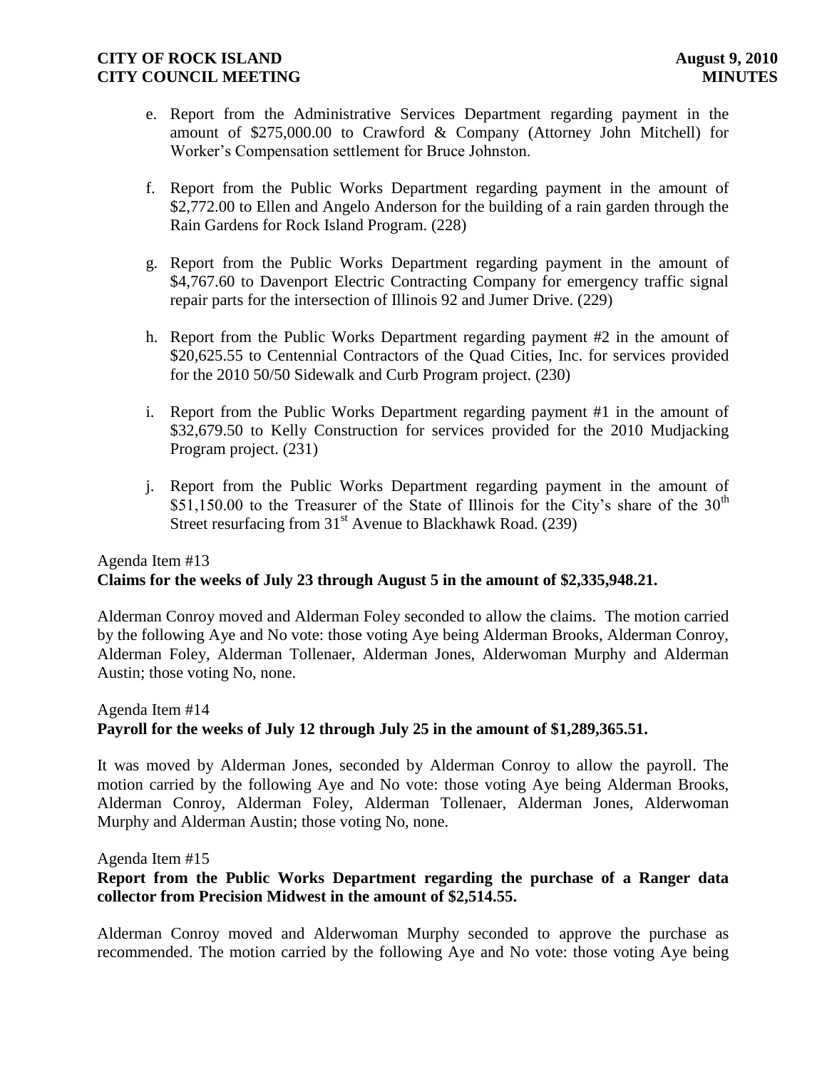e. Report from the Administrative Services Department regarding payment in the amount of $275,000.00 to Crawford & Company (Attorney John Mitchell) for Worker's Compensation settlement for Bruce Johnston.

f. Report from the Public Works Department regarding payment in the amount of $2,772.00 to Ellen and Angelo Anderson for the building of a rain garden through the Rain Gardens for Rock Island Program. (228)

g. Report from the Public Works Department regarding payment in the amount of $4,767.60 to Davenport Electric Contracting Company for emergency traffic signal repair parts for the intersection of Illinois 92 and Jumer Drive. (229)

h. Report from the Public Works Department regarding payment #2 in the amount of $20,625.55 to Centennial Contractors of the Quad Cities, Inc. for services provided for the 2010 50/50 Sidewalk and Curb Program project. (230)

i. Report from the Public Works Department regarding payment #1 in the amount of $32,679.50 to Kelly Construction for services provided for the 2010 Mudjacking Program project. (231)

j. Report from the Public Works Department regarding payment in the amount of $51,150.00 to the Treasurer of the State of Illinois for the City's share of the 30th Street resurfacing from 31st Avenue to Blackhawk Road. (239)

Agenda Item #13
**Claims for the weeks of July 23 through August 5 in the amount of $2,335,948.21.**

Alderman Conroy moved and Alderman Foley seconded to allow the claims. The motion carried by the following Aye and No vote: those voting Aye being Alderman Brooks, Alderman Conroy, Alderman Foley, Alderman Tollenaer, Alderman Jones, Alderwoman Murphy and Alderman Austin; those voting No, none.

Agenda Item #14
**Payroll for the weeks of July 12 through July 25 in the amount of $1,289,365.51.**

It was moved by Alderman Jones, seconded by Alderman Conroy to allow the payroll. The motion carried by the following Aye and No vote: those voting Aye being Alderman Brooks, Alderman Conroy, Alderman Foley, Alderman Tollenaer, Alderman Jones, Alderwoman Murphy and Alderman Austin; those voting No, none.

Agenda Item #15
**Report from the Public Works Department regarding the purchase of a Ranger data collector from Precision Midwest in the amount of $2,514.55.**

Alderman Conroy moved and Alderwoman Murphy seconded to approve the purchase as recommended. The motion carried by the following Aye and No vote: those voting Aye being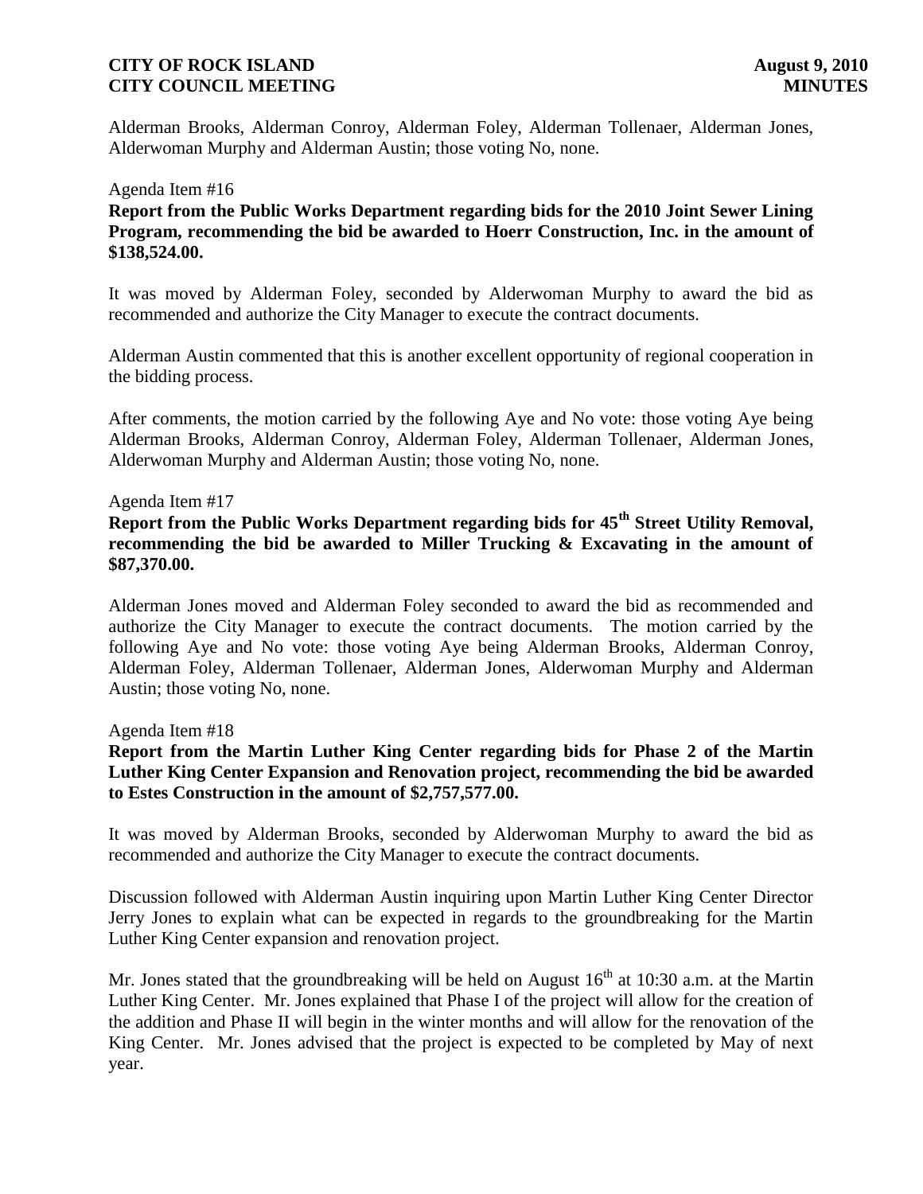Alderman Brooks, Alderman Conroy, Alderman Foley, Alderman Tollenaer, Alderman Jones, Alderwoman Murphy and Alderman Austin; those voting No, none.

Agenda Item #16

**Report from the Public Works Department regarding bids for the 2010 Joint Sewer Lining Program, recommending the bid be awarded to Hoerr Construction, Inc. in the amount of $138,524.00.**

It was moved by Alderman Foley, seconded by Alderwoman Murphy to award the bid as recommended and authorize the City Manager to execute the contract documents.

Alderman Austin commented that this is another excellent opportunity of regional cooperation in the bidding process.

After comments, the motion carried by the following Aye and No vote: those voting Aye being Alderman Brooks, Alderman Conroy, Alderman Foley, Alderman Tollenaer, Alderman Jones, Alderwoman Murphy and Alderman Austin; those voting No, none.

Agenda Item #17

**Report from the Public Works Department regarding bids for 45th Street Utility Removal, recommending the bid be awarded to Miller Trucking & Excavating in the amount of $87,370.00.**

Alderman Jones moved and Alderman Foley seconded to award the bid as recommended and authorize the City Manager to execute the contract documents. The motion carried by the following Aye and No vote: those voting Aye being Alderman Brooks, Alderman Conroy, Alderman Foley, Alderman Tollenaer, Alderman Jones, Alderwoman Murphy and Alderman Austin; those voting No, none.

Agenda Item #18

**Report from the Martin Luther King Center regarding bids for Phase 2 of the Martin Luther King Center Expansion and Renovation project, recommending the bid be awarded to Estes Construction in the amount of $2,757,577.00.**

It was moved by Alderman Brooks, seconded by Alderwoman Murphy to award the bid as recommended and authorize the City Manager to execute the contract documents.

Discussion followed with Alderman Austin inquiring upon Martin Luther King Center Director Jerry Jones to explain what can be expected in regards to the groundbreaking for the Martin Luther King Center expansion and renovation project.

Mr. Jones stated that the groundbreaking will be held on August 16th at 10:30 a.m. at the Martin Luther King Center. Mr. Jones explained that Phase I of the project will allow for the creation of the addition and Phase II will begin in the winter months and will allow for the renovation of the King Center. Mr. Jones advised that the project is expected to be completed by May of next year.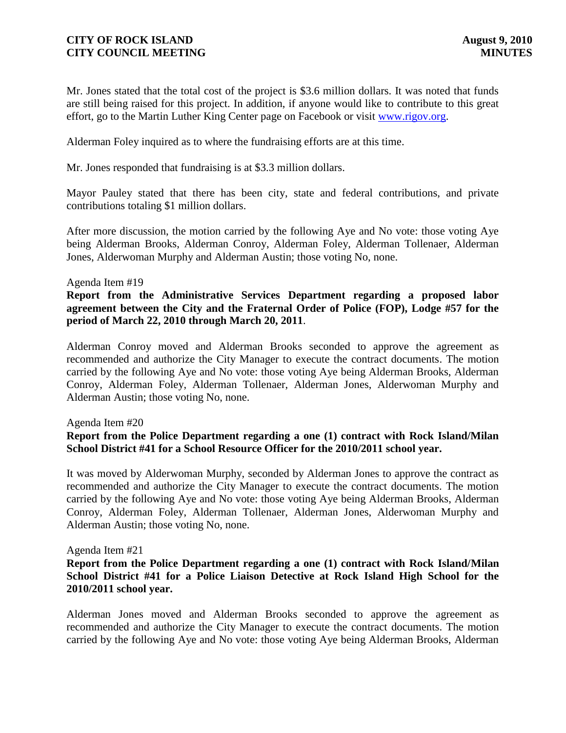Mr. Jones stated that the total cost of the project is $3.6 million dollars. It was noted that funds are still being raised for this project. In addition, if anyone would like to contribute to this great effort, go to the Martin Luther King Center page on Facebook or visit www.rigov.org.

Alderman Foley inquired as to where the fundraising efforts are at this time.

Mr. Jones responded that fundraising is at $3.3 million dollars.

Mayor Pauley stated that there has been city, state and federal contributions, and private contributions totaling $1 million dollars.

After more discussion, the motion carried by the following Aye and No vote: those voting Aye being Alderman Brooks, Alderman Conroy, Alderman Foley, Alderman Tollenaer, Alderman Jones, Alderwoman Murphy and Alderman Austin; those voting No, none.

Agenda Item #19

**Report from the Administrative Services Department regarding a proposed labor agreement between the City and the Fraternal Order of Police (FOP), Lodge #57 for the period of March 22, 2010 through March 20, 2011**.

Alderman Conroy moved and Alderman Brooks seconded to approve the agreement as recommended and authorize the City Manager to execute the contract documents. The motion carried by the following Aye and No vote: those voting Aye being Alderman Brooks, Alderman Conroy, Alderman Foley, Alderman Tollenaer, Alderman Jones, Alderwoman Murphy and Alderman Austin; those voting No, none.

Agenda Item #20

**Report from the Police Department regarding a one (1) contract with Rock Island/Milan School District #41 for a School Resource Officer for the 2010/2011 school year.**

It was moved by Alderwoman Murphy, seconded by Alderman Jones to approve the contract as recommended and authorize the City Manager to execute the contract documents. The motion carried by the following Aye and No vote: those voting Aye being Alderman Brooks, Alderman Conroy, Alderman Foley, Alderman Tollenaer, Alderman Jones, Alderwoman Murphy and Alderman Austin; those voting No, none.

Agenda Item #21

**Report from the Police Department regarding a one (1) contract with Rock Island/Milan School District #41 for a Police Liaison Detective at Rock Island High School for the 2010/2011 school year.**

Alderman Jones moved and Alderman Brooks seconded to approve the agreement as recommended and authorize the City Manager to execute the contract documents. The motion carried by the following Aye and No vote: those voting Aye being Alderman Brooks, Alderman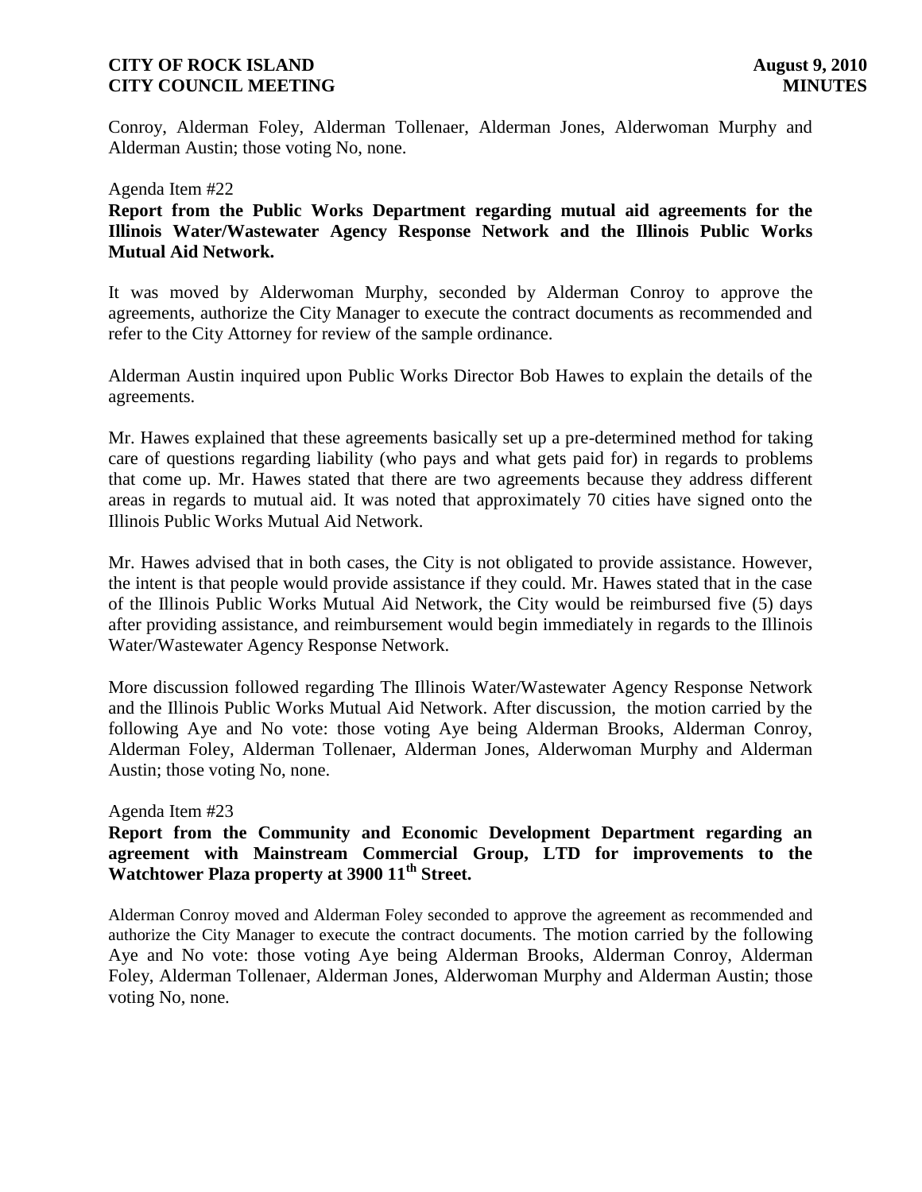Conroy, Alderman Foley, Alderman Tollenaer, Alderman Jones, Alderwoman Murphy and Alderman Austin; those voting No, none.

Agenda Item #22

**Report from the Public Works Department regarding mutual aid agreements for the Illinois Water/Wastewater Agency Response Network and the Illinois Public Works Mutual Aid Network.**

It was moved by Alderwoman Murphy, seconded by Alderman Conroy to approve the agreements, authorize the City Manager to execute the contract documents as recommended and refer to the City Attorney for review of the sample ordinance.

Alderman Austin inquired upon Public Works Director Bob Hawes to explain the details of the agreements.

Mr. Hawes explained that these agreements basically set up a pre-determined method for taking care of questions regarding liability (who pays and what gets paid for) in regards to problems that come up. Mr. Hawes stated that there are two agreements because they address different areas in regards to mutual aid. It was noted that approximately 70 cities have signed onto the Illinois Public Works Mutual Aid Network.

Mr. Hawes advised that in both cases, the City is not obligated to provide assistance. However, the intent is that people would provide assistance if they could. Mr. Hawes stated that in the case of the Illinois Public Works Mutual Aid Network, the City would be reimbursed five (5) days after providing assistance, and reimbursement would begin immediately in regards to the Illinois Water/Wastewater Agency Response Network.

More discussion followed regarding The Illinois Water/Wastewater Agency Response Network and the Illinois Public Works Mutual Aid Network. After discussion, the motion carried by the following Aye and No vote: those voting Aye being Alderman Brooks, Alderman Conroy, Alderman Foley, Alderman Tollenaer, Alderman Jones, Alderwoman Murphy and Alderman Austin; those voting No, none.

Agenda Item #23

**Report from the Community and Economic Development Department regarding an agreement with Mainstream Commercial Group, LTD for improvements to the Watchtower Plaza property at 3900 11th Street.**

Alderman Conroy moved and Alderman Foley seconded to approve the agreement as recommended and authorize the City Manager to execute the contract documents. The motion carried by the following Aye and No vote: those voting Aye being Alderman Brooks, Alderman Conroy, Alderman Foley, Alderman Tollenaer, Alderman Jones, Alderwoman Murphy and Alderman Austin; those voting No, none.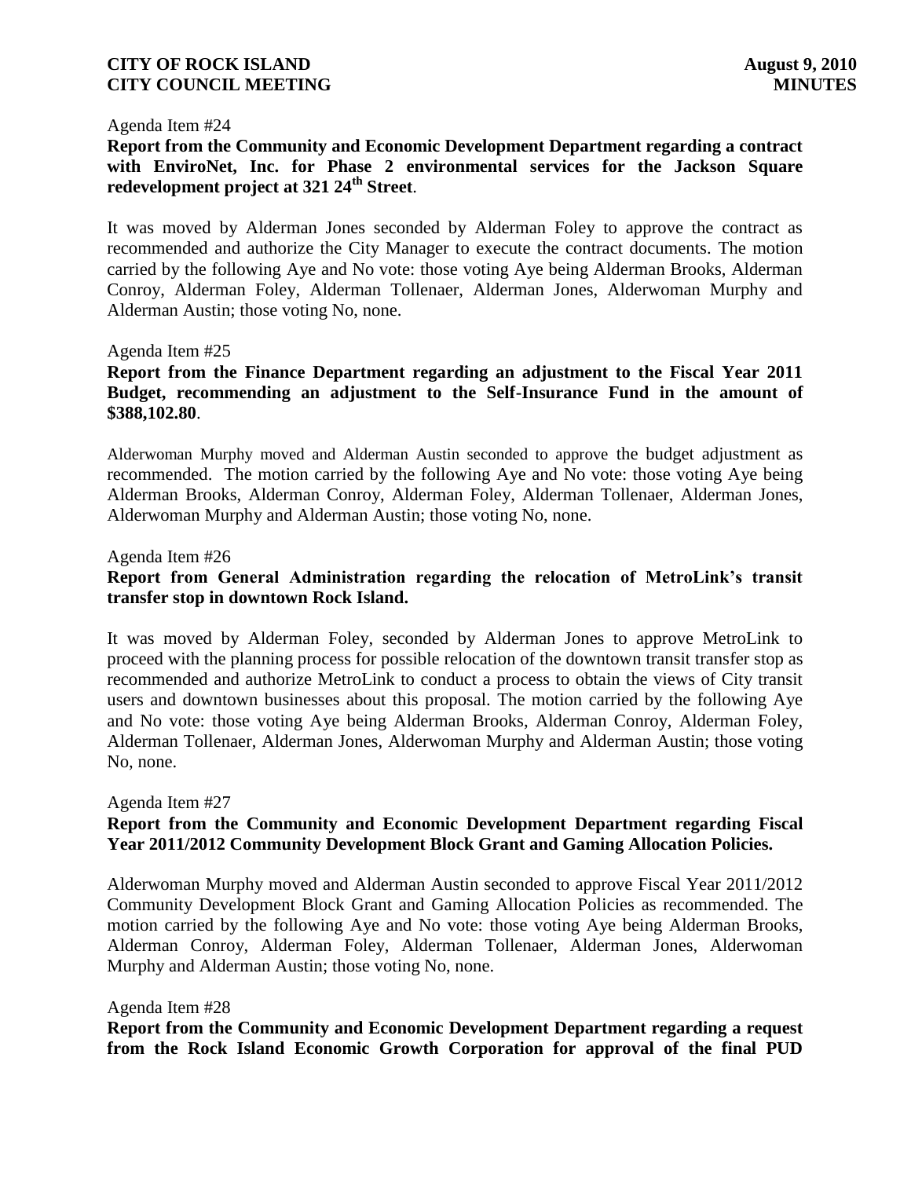Agenda Item #24

**Report from the Community and Economic Development Department regarding a contract with EnviroNet, Inc. for Phase 2 environmental services for the Jackson Square redevelopment project at 321 24th Street**.

It was moved by Alderman Jones seconded by Alderman Foley to approve the contract as recommended and authorize the City Manager to execute the contract documents. The motion carried by the following Aye and No vote: those voting Aye being Alderman Brooks, Alderman Conroy, Alderman Foley, Alderman Tollenaer, Alderman Jones, Alderwoman Murphy and Alderman Austin; those voting No, none.

Agenda Item #25

**Report from the Finance Department regarding an adjustment to the Fiscal Year 2011 Budget, recommending an adjustment to the Self-Insurance Fund in the amount of $388,102.80**.

Alderwoman Murphy moved and Alderman Austin seconded to approve the budget adjustment as recommended. The motion carried by the following Aye and No vote: those voting Aye being Alderman Brooks, Alderman Conroy, Alderman Foley, Alderman Tollenaer, Alderman Jones, Alderwoman Murphy and Alderman Austin; those voting No, none.

Agenda Item #26

**Report from General Administration regarding the relocation of MetroLink's transit transfer stop in downtown Rock Island.**

It was moved by Alderman Foley, seconded by Alderman Jones to approve MetroLink to proceed with the planning process for possible relocation of the downtown transit transfer stop as recommended and authorize MetroLink to conduct a process to obtain the views of City transit users and downtown businesses about this proposal. The motion carried by the following Aye and No vote: those voting Aye being Alderman Brooks, Alderman Conroy, Alderman Foley, Alderman Tollenaer, Alderman Jones, Alderwoman Murphy and Alderman Austin; those voting No, none.

Agenda Item #27

**Report from the Community and Economic Development Department regarding Fiscal Year 2011/2012 Community Development Block Grant and Gaming Allocation Policies.**

Alderwoman Murphy moved and Alderman Austin seconded to approve Fiscal Year 2011/2012 Community Development Block Grant and Gaming Allocation Policies as recommended. The motion carried by the following Aye and No vote: those voting Aye being Alderman Brooks, Alderman Conroy, Alderman Foley, Alderman Tollenaer, Alderman Jones, Alderwoman Murphy and Alderman Austin; those voting No, none.

Agenda Item #28

**Report from the Community and Economic Development Department regarding a request from the Rock Island Economic Growth Corporation for approval of the final PUD**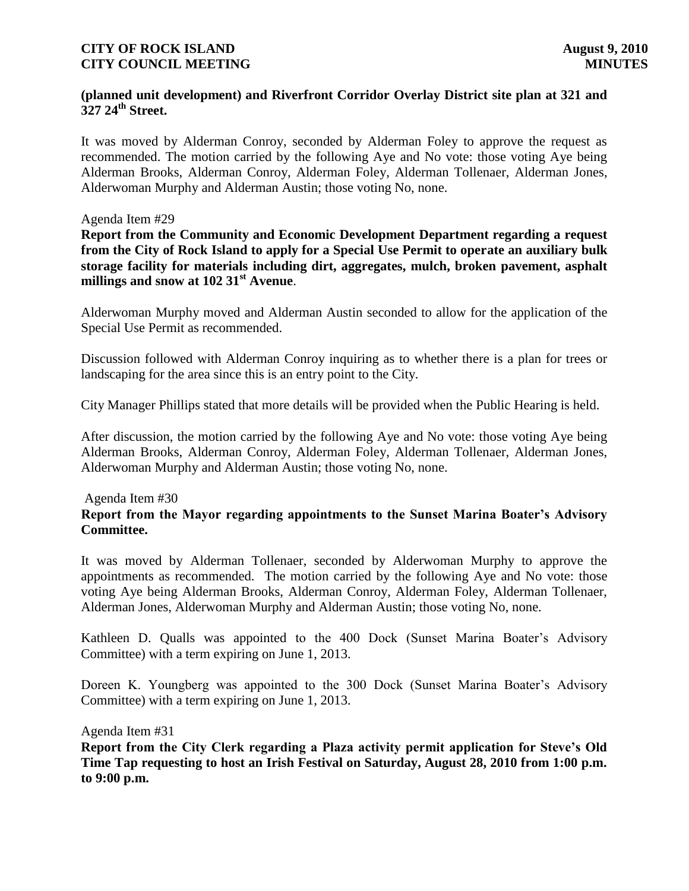**(planned unit development) and Riverfront Corridor Overlay District site plan at 321 and 327 24th Street.**

It was moved by Alderman Conroy, seconded by Alderman Foley to approve the request as recommended. The motion carried by the following Aye and No vote: those voting Aye being Alderman Brooks, Alderman Conroy, Alderman Foley, Alderman Tollenaer, Alderman Jones, Alderwoman Murphy and Alderman Austin; those voting No, none.

Agenda Item #29

**Report from the Community and Economic Development Department regarding a request from the City of Rock Island to apply for a Special Use Permit to operate an auxiliary bulk storage facility for materials including dirt, aggregates, mulch, broken pavement, asphalt millings and snow at 102 31st Avenue**.

Alderwoman Murphy moved and Alderman Austin seconded to allow for the application of the Special Use Permit as recommended.

Discussion followed with Alderman Conroy inquiring as to whether there is a plan for trees or landscaping for the area since this is an entry point to the City.

City Manager Phillips stated that more details will be provided when the Public Hearing is held.

After discussion, the motion carried by the following Aye and No vote: those voting Aye being Alderman Brooks, Alderman Conroy, Alderman Foley, Alderman Tollenaer, Alderman Jones, Alderwoman Murphy and Alderman Austin; those voting No, none.

Agenda Item #30

**Report from the Mayor regarding appointments to the Sunset Marina Boater's Advisory Committee.**

It was moved by Alderman Tollenaer, seconded by Alderwoman Murphy to approve the appointments as recommended. The motion carried by the following Aye and No vote: those voting Aye being Alderman Brooks, Alderman Conroy, Alderman Foley, Alderman Tollenaer, Alderman Jones, Alderwoman Murphy and Alderman Austin; those voting No, none.

Kathleen D. Qualls was appointed to the 400 Dock (Sunset Marina Boater's Advisory Committee) with a term expiring on June 1, 2013.

Doreen K. Youngberg was appointed to the 300 Dock (Sunset Marina Boater's Advisory Committee) with a term expiring on June 1, 2013.

Agenda Item #31

**Report from the City Clerk regarding a Plaza activity permit application for Steve's Old Time Tap requesting to host an Irish Festival on Saturday, August 28, 2010 from 1:00 p.m. to 9:00 p.m.**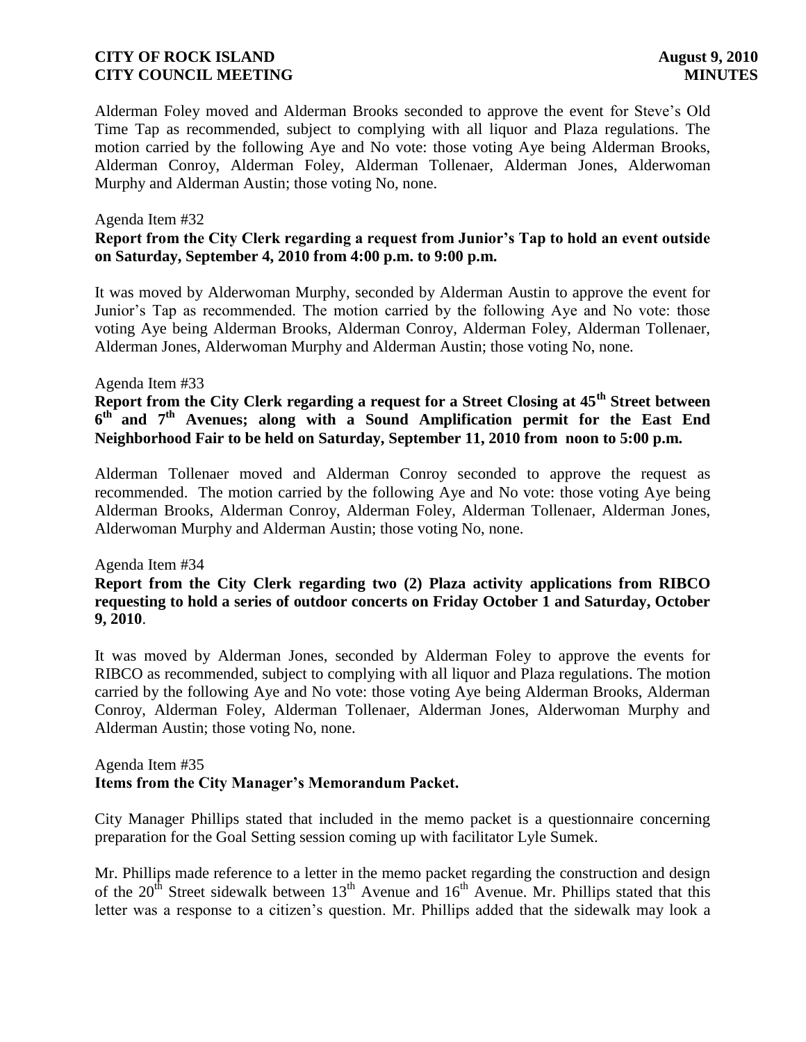Alderman Foley moved and Alderman Brooks seconded to approve the event for Steve's Old Time Tap as recommended, subject to complying with all liquor and Plaza regulations. The motion carried by the following Aye and No vote: those voting Aye being Alderman Brooks, Alderman Conroy, Alderman Foley, Alderman Tollenaer, Alderman Jones, Alderwoman Murphy and Alderman Austin; those voting No, none.

Agenda Item #32

**Report from the City Clerk regarding a request from Junior's Tap to hold an event outside on Saturday, September 4, 2010 from 4:00 p.m. to 9:00 p.m.**

It was moved by Alderwoman Murphy, seconded by Alderman Austin to approve the event for Junior's Tap as recommended. The motion carried by the following Aye and No vote: those voting Aye being Alderman Brooks, Alderman Conroy, Alderman Foley, Alderman Tollenaer, Alderman Jones, Alderwoman Murphy and Alderman Austin; those voting No, none.

Agenda Item #33

**Report from the City Clerk regarding a request for a Street Closing at 45th Street between 6th and 7th Avenues; along with a Sound Amplification permit for the East End Neighborhood Fair to be held on Saturday, September 11, 2010 from noon to 5:00 p.m.**

Alderman Tollenaer moved and Alderman Conroy seconded to approve the request as recommended. The motion carried by the following Aye and No vote: those voting Aye being Alderman Brooks, Alderman Conroy, Alderman Foley, Alderman Tollenaer, Alderman Jones, Alderwoman Murphy and Alderman Austin; those voting No, none.

Agenda Item #34

**Report from the City Clerk regarding two (2) Plaza activity applications from RIBCO requesting to hold a series of outdoor concerts on Friday October 1 and Saturday, October 9, 2010**.

It was moved by Alderman Jones, seconded by Alderman Foley to approve the events for RIBCO as recommended, subject to complying with all liquor and Plaza regulations. The motion carried by the following Aye and No vote: those voting Aye being Alderman Brooks, Alderman Conroy, Alderman Foley, Alderman Tollenaer, Alderman Jones, Alderwoman Murphy and Alderman Austin; those voting No, none.

Agenda Item #35

**Items from the City Manager's Memorandum Packet.**

City Manager Phillips stated that included in the memo packet is a questionnaire concerning preparation for the Goal Setting session coming up with facilitator Lyle Sumek.

Mr. Phillips made reference to a letter in the memo packet regarding the construction and design of the 20th Street sidewalk between 13th Avenue and 16th Avenue. Mr. Phillips stated that this letter was a response to a citizen's question. Mr. Phillips added that the sidewalk may look a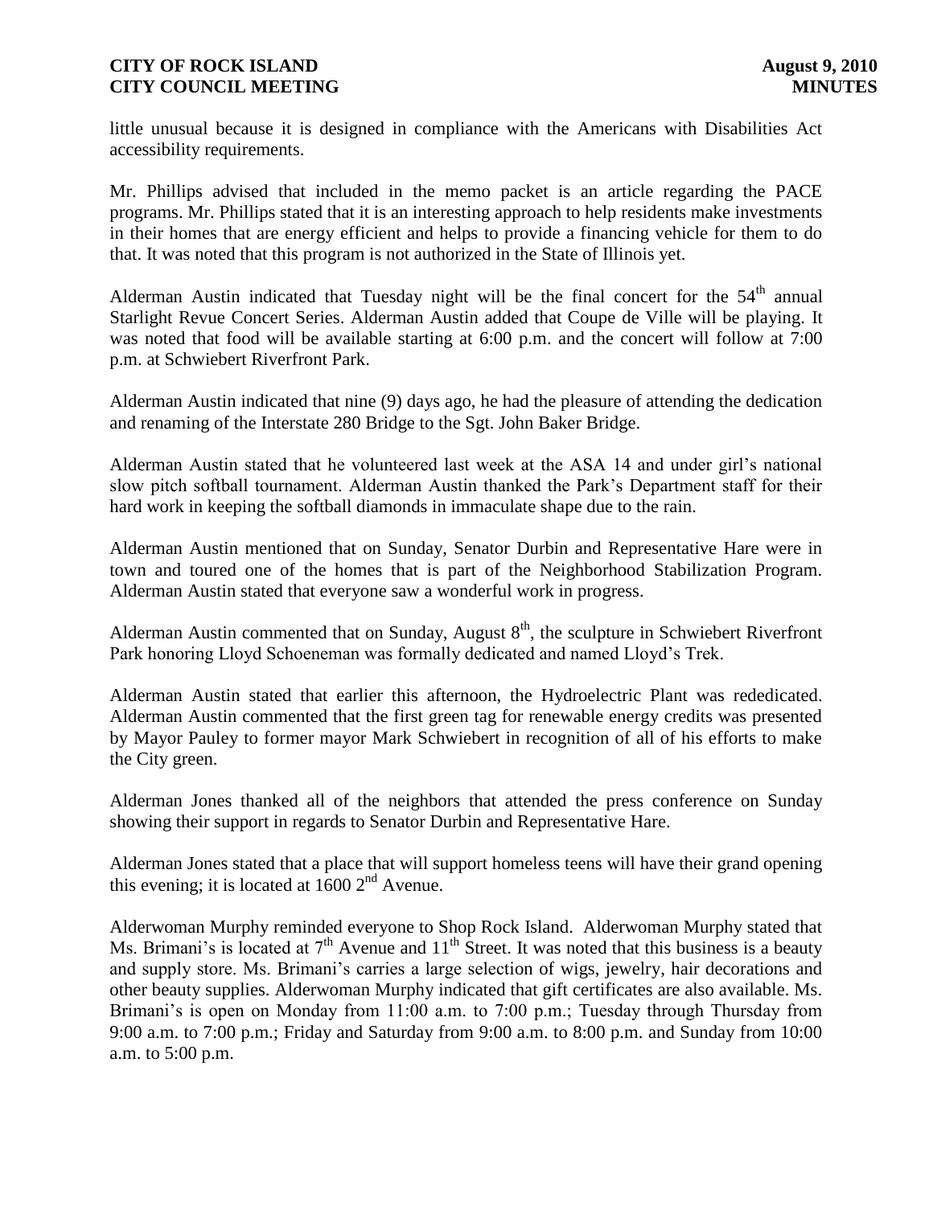little unusual because it is designed in compliance with the Americans with Disabilities Act accessibility requirements.

Mr. Phillips advised that included in the memo packet is an article regarding the PACE programs. Mr. Phillips stated that it is an interesting approach to help residents make investments in their homes that are energy efficient and helps to provide a financing vehicle for them to do that. It was noted that this program is not authorized in the State of Illinois yet.

Alderman Austin indicated that Tuesday night will be the final concert for the 54th annual Starlight Revue Concert Series. Alderman Austin added that Coupe de Ville will be playing. It was noted that food will be available starting at 6:00 p.m. and the concert will follow at 7:00 p.m. at Schwiebert Riverfront Park.

Alderman Austin indicated that nine (9) days ago, he had the pleasure of attending the dedication and renaming of the Interstate 280 Bridge to the Sgt. John Baker Bridge.

Alderman Austin stated that he volunteered last week at the ASA 14 and under girl's national slow pitch softball tournament. Alderman Austin thanked the Park's Department staff for their hard work in keeping the softball diamonds in immaculate shape due to the rain.

Alderman Austin mentioned that on Sunday, Senator Durbin and Representative Hare were in town and toured one of the homes that is part of the Neighborhood Stabilization Program. Alderman Austin stated that everyone saw a wonderful work in progress.

Alderman Austin commented that on Sunday, August 8th, the sculpture in Schwiebert Riverfront Park honoring Lloyd Schoeneman was formally dedicated and named Lloyd's Trek.

Alderman Austin stated that earlier this afternoon, the Hydroelectric Plant was rededicated. Alderman Austin commented that the first green tag for renewable energy credits was presented by Mayor Pauley to former mayor Mark Schwiebert in recognition of all of his efforts to make the City green.

Alderman Jones thanked all of the neighbors that attended the press conference on Sunday showing their support in regards to Senator Durbin and Representative Hare.

Alderman Jones stated that a place that will support homeless teens will have their grand opening this evening; it is located at 1600 2nd Avenue.

Alderwoman Murphy reminded everyone to Shop Rock Island. Alderwoman Murphy stated that Ms. Brimani's is located at 7th Avenue and 11th Street. It was noted that this business is a beauty and supply store. Ms. Brimani's carries a large selection of wigs, jewelry, hair decorations and other beauty supplies. Alderwoman Murphy indicated that gift certificates are also available. Ms. Brimani's is open on Monday from 11:00 a.m. to 7:00 p.m.; Tuesday through Thursday from 9:00 a.m. to 7:00 p.m.; Friday and Saturday from 9:00 a.m. to 8:00 p.m. and Sunday from 10:00 a.m. to 5:00 p.m.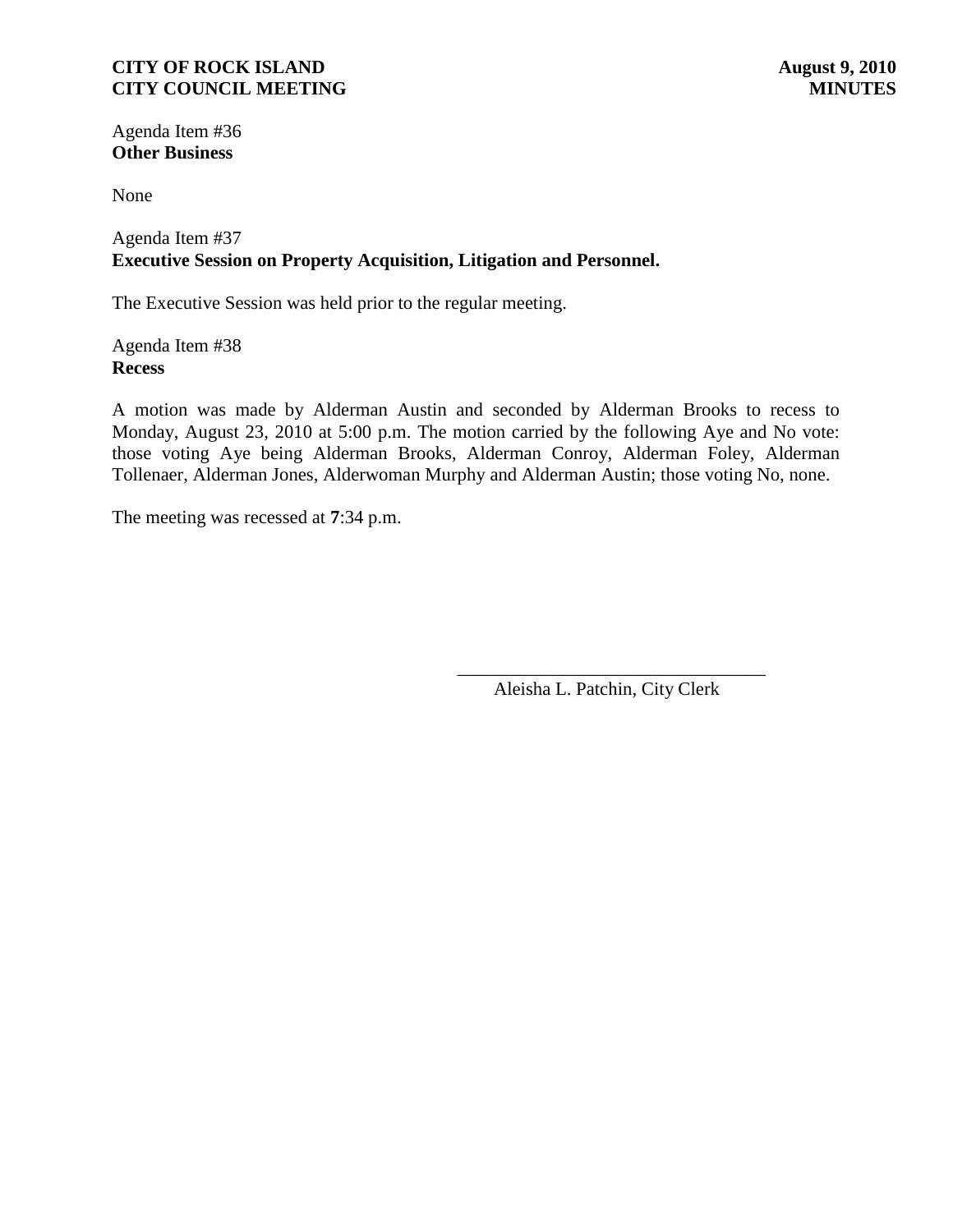Agenda Item #36
**Other Business**

None

Agenda Item #37
**Executive Session on Property Acquisition, Litigation and Personnel.**

The Executive Session was held prior to the regular meeting.

Agenda Item #38
**Recess**

A motion was made by Alderman Austin and seconded by Alderman Brooks to recess to Monday, August 23, 2010 at 5:00 p.m. The motion carried by the following Aye and No vote: those voting Aye being Alderman Brooks, Alderman Conroy, Alderman Foley, Alderman Tollenaer, Alderman Jones, Alderwoman Murphy and Alderman Austin; those voting No, none.

The meeting was recessed at **7**:34 p.m.

\_\_\_\_\_\_\_\_\_\_\_\_\_\_\_\_\_\_\_\_\_\_\_\_\_\_\_\_\_\_\_\_\_\_
Aleisha L. Patchin, City Clerk